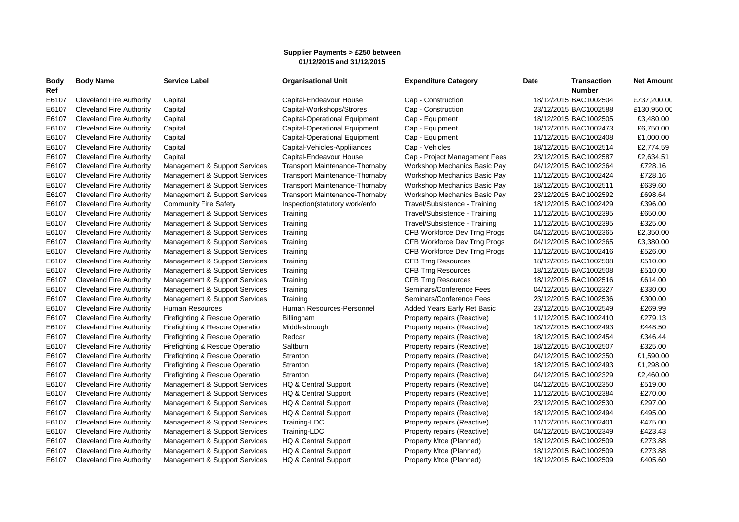**Supplier Payments > £250 between 01/12/2015 and 31/12/2015**

| Body Ref | Body Name | Service Label | Organisational Unit | Expenditure Category | Date | Transaction Number | Net Amount |
|---|---|---|---|---|---|---|---|
| E6107 | Cleveland Fire Authority | Capital | Capital-Endeavour House | Cap - Construction | 18/12/2015 | BAC1002504 | £737,200.00 |
| E6107 | Cleveland Fire Authority | Capital | Capital-Workshops/Strores | Cap - Construction | 23/12/2015 | BAC1002588 | £130,950.00 |
| E6107 | Cleveland Fire Authority | Capital | Capital-Operational Equipment | Cap - Equipment | 18/12/2015 | BAC1002505 | £3,480.00 |
| E6107 | Cleveland Fire Authority | Capital | Capital-Operational Equipment | Cap - Equipment | 18/12/2015 | BAC1002473 | £6,750.00 |
| E6107 | Cleveland Fire Authority | Capital | Capital-Operational Equipment | Cap - Equipment | 11/12/2015 | BAC1002408 | £1,000.00 |
| E6107 | Cleveland Fire Authority | Capital | Capital-Vehicles-Appliiances | Cap - Vehicles | 18/12/2015 | BAC1002514 | £2,774.59 |
| E6107 | Cleveland Fire Authority | Capital | Capital-Endeavour House | Cap - Project Management Fees | 23/12/2015 | BAC1002587 | £2,634.51 |
| E6107 | Cleveland Fire Authority | Management & Support Services | Transport Maintenance-Thornaby | Workshop Mechanics Basic Pay | 04/12/2015 | BAC1002364 | £728.16 |
| E6107 | Cleveland Fire Authority | Management & Support Services | Transport Maintenance-Thornaby | Workshop Mechanics Basic Pay | 11/12/2015 | BAC1002424 | £728.16 |
| E6107 | Cleveland Fire Authority | Management & Support Services | Transport Maintenance-Thornaby | Workshop Mechanics Basic Pay | 18/12/2015 | BAC1002511 | £639.60 |
| E6107 | Cleveland Fire Authority | Management & Support Services | Transport Maintenance-Thornaby | Workshop Mechanics Basic Pay | 23/12/2015 | BAC1002592 | £698.64 |
| E6107 | Cleveland Fire Authority | Community Fire Safety | Inspection(statutory work/enfo | Travel/Subsistence - Training | 18/12/2015 | BAC1002429 | £396.00 |
| E6107 | Cleveland Fire Authority | Management & Support Services | Training | Travel/Subsistence - Training | 11/12/2015 | BAC1002395 | £650.00 |
| E6107 | Cleveland Fire Authority | Management & Support Services | Training | Travel/Subsistence - Training | 11/12/2015 | BAC1002395 | £325.00 |
| E6107 | Cleveland Fire Authority | Management & Support Services | Training | CFB Workforce Dev Trng Progs | 04/12/2015 | BAC1002365 | £2,350.00 |
| E6107 | Cleveland Fire Authority | Management & Support Services | Training | CFB Workforce Dev Trng Progs | 04/12/2015 | BAC1002365 | £3,380.00 |
| E6107 | Cleveland Fire Authority | Management & Support Services | Training | CFB Workforce Dev Trng Progs | 11/12/2015 | BAC1002416 | £526.00 |
| E6107 | Cleveland Fire Authority | Management & Support Services | Training | CFB Trng Resources | 18/12/2015 | BAC1002508 | £510.00 |
| E6107 | Cleveland Fire Authority | Management & Support Services | Training | CFB Trng Resources | 18/12/2015 | BAC1002508 | £510.00 |
| E6107 | Cleveland Fire Authority | Management & Support Services | Training | CFB Trng Resources | 18/12/2015 | BAC1002516 | £614.00 |
| E6107 | Cleveland Fire Authority | Management & Support Services | Training | Seminars/Conference Fees | 04/12/2015 | BAC1002327 | £330.00 |
| E6107 | Cleveland Fire Authority | Management & Support Services | Training | Seminars/Conference Fees | 23/12/2015 | BAC1002536 | £300.00 |
| E6107 | Cleveland Fire Authority | Human Resources | Human Resources-Personnel | Added Years Early Ret Basic | 23/12/2015 | BAC1002549 | £269.99 |
| E6107 | Cleveland Fire Authority | Firefighting & Rescue Operatio | Billingham | Property repairs (Reactive) | 11/12/2015 | BAC1002410 | £279.13 |
| E6107 | Cleveland Fire Authority | Firefighting & Rescue Operatio | Middlesbrough | Property repairs (Reactive) | 18/12/2015 | BAC1002493 | £448.50 |
| E6107 | Cleveland Fire Authority | Firefighting & Rescue Operatio | Redcar | Property repairs (Reactive) | 18/12/2015 | BAC1002454 | £346.44 |
| E6107 | Cleveland Fire Authority | Firefighting & Rescue Operatio | Saltburn | Property repairs (Reactive) | 18/12/2015 | BAC1002507 | £325.00 |
| E6107 | Cleveland Fire Authority | Firefighting & Rescue Operatio | Stranton | Property repairs (Reactive) | 04/12/2015 | BAC1002350 | £1,590.00 |
| E6107 | Cleveland Fire Authority | Firefighting & Rescue Operatio | Stranton | Property repairs (Reactive) | 18/12/2015 | BAC1002493 | £1,298.00 |
| E6107 | Cleveland Fire Authority | Firefighting & Rescue Operatio | Stranton | Property repairs (Reactive) | 04/12/2015 | BAC1002329 | £2,460.00 |
| E6107 | Cleveland Fire Authority | Management & Support Services | HQ & Central Support | Property repairs (Reactive) | 04/12/2015 | BAC1002350 | £519.00 |
| E6107 | Cleveland Fire Authority | Management & Support Services | HQ & Central Support | Property repairs (Reactive) | 11/12/2015 | BAC1002384 | £270.00 |
| E6107 | Cleveland Fire Authority | Management & Support Services | HQ & Central Support | Property repairs (Reactive) | 23/12/2015 | BAC1002530 | £297.00 |
| E6107 | Cleveland Fire Authority | Management & Support Services | HQ & Central Support | Property repairs (Reactive) | 18/12/2015 | BAC1002494 | £495.00 |
| E6107 | Cleveland Fire Authority | Management & Support Services | Training-LDC | Property repairs (Reactive) | 11/12/2015 | BAC1002401 | £475.00 |
| E6107 | Cleveland Fire Authority | Management & Support Services | Training-LDC | Property repairs (Reactive) | 04/12/2015 | BAC1002349 | £423.43 |
| E6107 | Cleveland Fire Authority | Management & Support Services | HQ & Central Support | Property Mtce (Planned) | 18/12/2015 | BAC1002509 | £273.88 |
| E6107 | Cleveland Fire Authority | Management & Support Services | HQ & Central Support | Property Mtce (Planned) | 18/12/2015 | BAC1002509 | £273.88 |
| E6107 | Cleveland Fire Authority | Management & Support Services | HQ & Central Support | Property Mtce (Planned) | 18/12/2015 | BAC1002509 | £405.60 |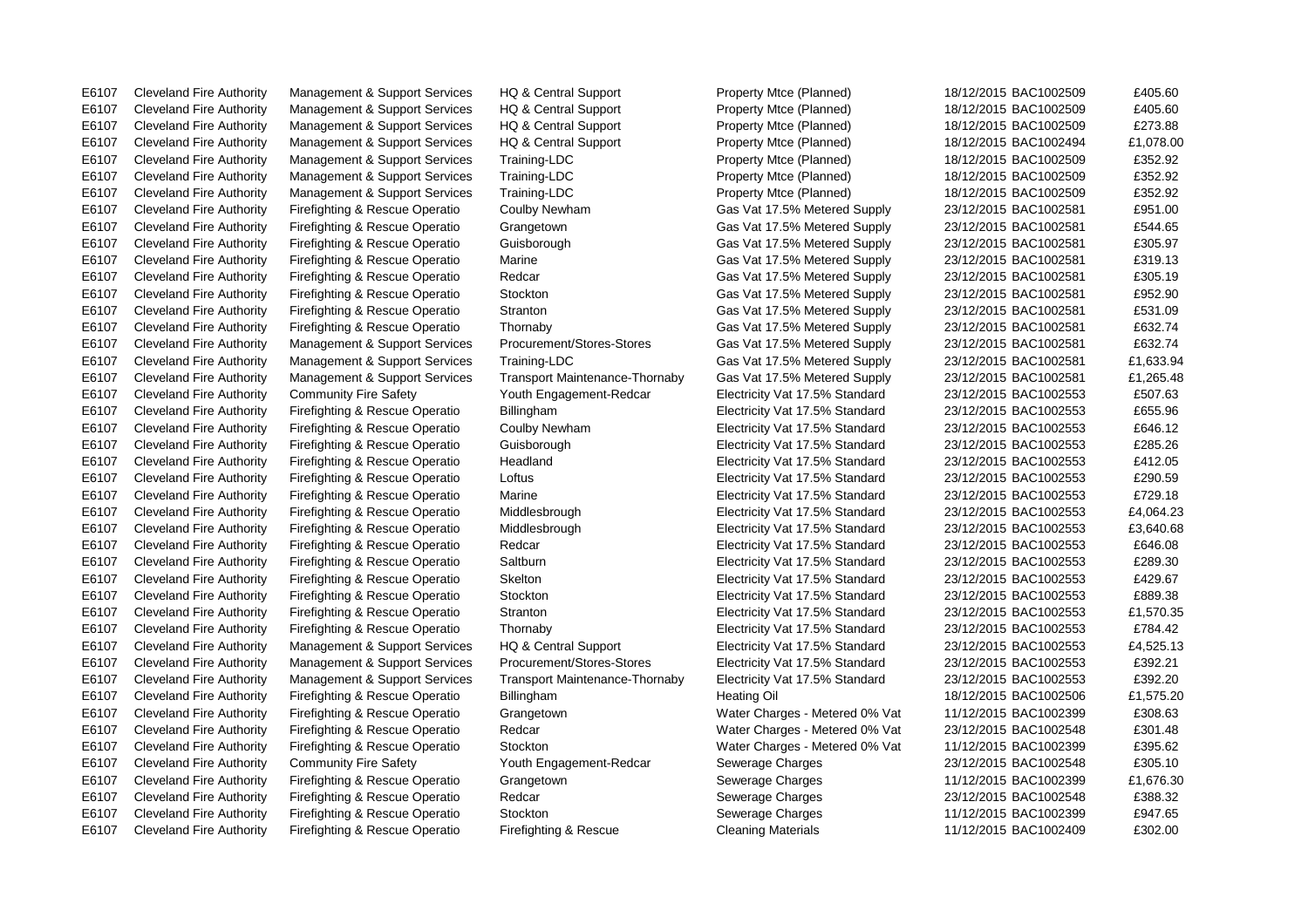| | | | | | | | |
|---|---|---|---|---|---|---|---|
| E6107 | Cleveland Fire Authority | Management & Support Services | HQ & Central Support | Property Mtce (Planned) | 18/12/2015 | BAC1002509 | £405.60 |
| E6107 | Cleveland Fire Authority | Management & Support Services | HQ & Central Support | Property Mtce (Planned) | 18/12/2015 | BAC1002509 | £405.60 |
| E6107 | Cleveland Fire Authority | Management & Support Services | HQ & Central Support | Property Mtce (Planned) | 18/12/2015 | BAC1002509 | £273.88 |
| E6107 | Cleveland Fire Authority | Management & Support Services | HQ & Central Support | Property Mtce (Planned) | 18/12/2015 | BAC1002494 | £1,078.00 |
| E6107 | Cleveland Fire Authority | Management & Support Services | Training-LDC | Property Mtce (Planned) | 18/12/2015 | BAC1002509 | £352.92 |
| E6107 | Cleveland Fire Authority | Management & Support Services | Training-LDC | Property Mtce (Planned) | 18/12/2015 | BAC1002509 | £352.92 |
| E6107 | Cleveland Fire Authority | Management & Support Services | Training-LDC | Property Mtce (Planned) | 18/12/2015 | BAC1002509 | £352.92 |
| E6107 | Cleveland Fire Authority | Firefighting & Rescue Operatio | Coulby Newham | Gas Vat 17.5% Metered Supply | 23/12/2015 | BAC1002581 | £951.00 |
| E6107 | Cleveland Fire Authority | Firefighting & Rescue Operatio | Grangetown | Gas Vat 17.5% Metered Supply | 23/12/2015 | BAC1002581 | £544.65 |
| E6107 | Cleveland Fire Authority | Firefighting & Rescue Operatio | Guisborough | Gas Vat 17.5% Metered Supply | 23/12/2015 | BAC1002581 | £305.97 |
| E6107 | Cleveland Fire Authority | Firefighting & Rescue Operatio | Marine | Gas Vat 17.5% Metered Supply | 23/12/2015 | BAC1002581 | £319.13 |
| E6107 | Cleveland Fire Authority | Firefighting & Rescue Operatio | Redcar | Gas Vat 17.5% Metered Supply | 23/12/2015 | BAC1002581 | £305.19 |
| E6107 | Cleveland Fire Authority | Firefighting & Rescue Operatio | Stockton | Gas Vat 17.5% Metered Supply | 23/12/2015 | BAC1002581 | £952.90 |
| E6107 | Cleveland Fire Authority | Firefighting & Rescue Operatio | Stranton | Gas Vat 17.5% Metered Supply | 23/12/2015 | BAC1002581 | £531.09 |
| E6107 | Cleveland Fire Authority | Firefighting & Rescue Operatio | Thornaby | Gas Vat 17.5% Metered Supply | 23/12/2015 | BAC1002581 | £632.74 |
| E6107 | Cleveland Fire Authority | Management & Support Services | Procurement/Stores-Stores | Gas Vat 17.5% Metered Supply | 23/12/2015 | BAC1002581 | £632.74 |
| E6107 | Cleveland Fire Authority | Management & Support Services | Training-LDC | Gas Vat 17.5% Metered Supply | 23/12/2015 | BAC1002581 | £1,633.94 |
| E6107 | Cleveland Fire Authority | Management & Support Services | Transport Maintenance-Thornaby | Gas Vat 17.5% Metered Supply | 23/12/2015 | BAC1002581 | £1,265.48 |
| E6107 | Cleveland Fire Authority | Community Fire Safety | Youth Engagement-Redcar | Electricity Vat 17.5% Standard | 23/12/2015 | BAC1002553 | £507.63 |
| E6107 | Cleveland Fire Authority | Firefighting & Rescue Operatio | Billingham | Electricity Vat 17.5% Standard | 23/12/2015 | BAC1002553 | £655.96 |
| E6107 | Cleveland Fire Authority | Firefighting & Rescue Operatio | Coulby Newham | Electricity Vat 17.5% Standard | 23/12/2015 | BAC1002553 | £646.12 |
| E6107 | Cleveland Fire Authority | Firefighting & Rescue Operatio | Guisborough | Electricity Vat 17.5% Standard | 23/12/2015 | BAC1002553 | £285.26 |
| E6107 | Cleveland Fire Authority | Firefighting & Rescue Operatio | Headland | Electricity Vat 17.5% Standard | 23/12/2015 | BAC1002553 | £412.05 |
| E6107 | Cleveland Fire Authority | Firefighting & Rescue Operatio | Loftus | Electricity Vat 17.5% Standard | 23/12/2015 | BAC1002553 | £290.59 |
| E6107 | Cleveland Fire Authority | Firefighting & Rescue Operatio | Marine | Electricity Vat 17.5% Standard | 23/12/2015 | BAC1002553 | £729.18 |
| E6107 | Cleveland Fire Authority | Firefighting & Rescue Operatio | Middlesbrough | Electricity Vat 17.5% Standard | 23/12/2015 | BAC1002553 | £4,064.23 |
| E6107 | Cleveland Fire Authority | Firefighting & Rescue Operatio | Middlesbrough | Electricity Vat 17.5% Standard | 23/12/2015 | BAC1002553 | £3,640.68 |
| E6107 | Cleveland Fire Authority | Firefighting & Rescue Operatio | Redcar | Electricity Vat 17.5% Standard | 23/12/2015 | BAC1002553 | £646.08 |
| E6107 | Cleveland Fire Authority | Firefighting & Rescue Operatio | Saltburn | Electricity Vat 17.5% Standard | 23/12/2015 | BAC1002553 | £289.30 |
| E6107 | Cleveland Fire Authority | Firefighting & Rescue Operatio | Skelton | Electricity Vat 17.5% Standard | 23/12/2015 | BAC1002553 | £429.67 |
| E6107 | Cleveland Fire Authority | Firefighting & Rescue Operatio | Stockton | Electricity Vat 17.5% Standard | 23/12/2015 | BAC1002553 | £889.38 |
| E6107 | Cleveland Fire Authority | Firefighting & Rescue Operatio | Stranton | Electricity Vat 17.5% Standard | 23/12/2015 | BAC1002553 | £1,570.35 |
| E6107 | Cleveland Fire Authority | Firefighting & Rescue Operatio | Thornaby | Electricity Vat 17.5% Standard | 23/12/2015 | BAC1002553 | £784.42 |
| E6107 | Cleveland Fire Authority | Management & Support Services | HQ & Central Support | Electricity Vat 17.5% Standard | 23/12/2015 | BAC1002553 | £4,525.13 |
| E6107 | Cleveland Fire Authority | Management & Support Services | Procurement/Stores-Stores | Electricity Vat 17.5% Standard | 23/12/2015 | BAC1002553 | £392.21 |
| E6107 | Cleveland Fire Authority | Management & Support Services | Transport Maintenance-Thornaby | Electricity Vat 17.5% Standard | 23/12/2015 | BAC1002553 | £392.20 |
| E6107 | Cleveland Fire Authority | Firefighting & Rescue Operatio | Billingham | Heating Oil | 18/12/2015 | BAC1002506 | £1,575.20 |
| E6107 | Cleveland Fire Authority | Firefighting & Rescue Operatio | Grangetown | Water Charges - Metered 0% Vat | 11/12/2015 | BAC1002399 | £308.63 |
| E6107 | Cleveland Fire Authority | Firefighting & Rescue Operatio | Redcar | Water Charges - Metered 0% Vat | 23/12/2015 | BAC1002548 | £301.48 |
| E6107 | Cleveland Fire Authority | Firefighting & Rescue Operatio | Stockton | Water Charges - Metered 0% Vat | 11/12/2015 | BAC1002399 | £395.62 |
| E6107 | Cleveland Fire Authority | Community Fire Safety | Youth Engagement-Redcar | Sewerage Charges | 23/12/2015 | BAC1002548 | £305.10 |
| E6107 | Cleveland Fire Authority | Firefighting & Rescue Operatio | Grangetown | Sewerage Charges | 11/12/2015 | BAC1002399 | £1,676.30 |
| E6107 | Cleveland Fire Authority | Firefighting & Rescue Operatio | Redcar | Sewerage Charges | 23/12/2015 | BAC1002548 | £388.32 |
| E6107 | Cleveland Fire Authority | Firefighting & Rescue Operatio | Stockton | Sewerage Charges | 11/12/2015 | BAC1002399 | £947.65 |
| E6107 | Cleveland Fire Authority | Firefighting & Rescue Operatio | Firefighting & Rescue | Cleaning Materials | 11/12/2015 | BAC1002409 | £302.00 |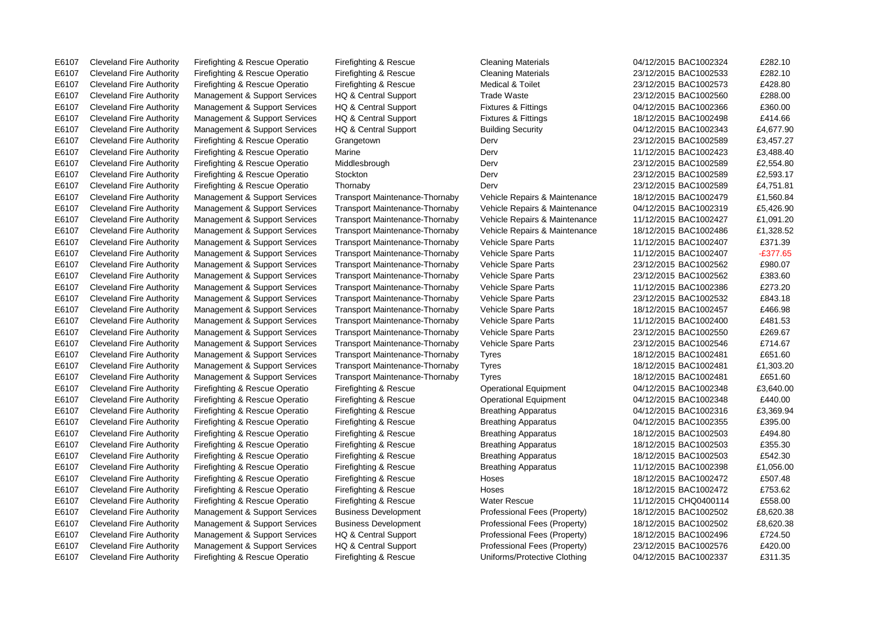| E6107 | Cleveland Fire Authority | Firefighting & Rescue Operatio | Firefighting & Rescue | Cleaning Materials | 04/12/2015 | BAC1002324 | £282.10 |
|---|---|---|---|---|---|---|---|
| E6107 | Cleveland Fire Authority | Firefighting & Rescue Operatio | Firefighting & Rescue | Cleaning Materials | 23/12/2015 | BAC1002533 | £282.10 |
| E6107 | Cleveland Fire Authority | Firefighting & Rescue Operatio | Firefighting & Rescue | Medical & Toilet | 23/12/2015 | BAC1002573 | £428.80 |
| E6107 | Cleveland Fire Authority | Management & Support Services | HQ & Central Support | Trade Waste | 23/12/2015 | BAC1002560 | £288.00 |
| E6107 | Cleveland Fire Authority | Management & Support Services | HQ & Central Support | Fixtures & Fittings | 04/12/2015 | BAC1002366 | £360.00 |
| E6107 | Cleveland Fire Authority | Management & Support Services | HQ & Central Support | Fixtures & Fittings | 18/12/2015 | BAC1002498 | £414.66 |
| E6107 | Cleveland Fire Authority | Management & Support Services | HQ & Central Support | Building Security | 04/12/2015 | BAC1002343 | £4,677.90 |
| E6107 | Cleveland Fire Authority | Firefighting & Rescue Operatio | Grangetown | Derv | 23/12/2015 | BAC1002589 | £3,457.27 |
| E6107 | Cleveland Fire Authority | Firefighting & Rescue Operatio | Marine | Derv | 11/12/2015 | BAC1002423 | £3,488.40 |
| E6107 | Cleveland Fire Authority | Firefighting & Rescue Operatio | Middlesbrough | Derv | 23/12/2015 | BAC1002589 | £2,554.80 |
| E6107 | Cleveland Fire Authority | Firefighting & Rescue Operatio | Stockton | Derv | 23/12/2015 | BAC1002589 | £2,593.17 |
| E6107 | Cleveland Fire Authority | Firefighting & Rescue Operatio | Thornaby | Derv | 23/12/2015 | BAC1002589 | £4,751.81 |
| E6107 | Cleveland Fire Authority | Management & Support Services | Transport Maintenance-Thornaby | Vehicle Repairs & Maintenance | 18/12/2015 | BAC1002479 | £1,560.84 |
| E6107 | Cleveland Fire Authority | Management & Support Services | Transport Maintenance-Thornaby | Vehicle Repairs & Maintenance | 04/12/2015 | BAC1002319 | £5,426.90 |
| E6107 | Cleveland Fire Authority | Management & Support Services | Transport Maintenance-Thornaby | Vehicle Repairs & Maintenance | 11/12/2015 | BAC1002427 | £1,091.20 |
| E6107 | Cleveland Fire Authority | Management & Support Services | Transport Maintenance-Thornaby | Vehicle Repairs & Maintenance | 18/12/2015 | BAC1002486 | £1,328.52 |
| E6107 | Cleveland Fire Authority | Management & Support Services | Transport Maintenance-Thornaby | Vehicle Spare Parts | 11/12/2015 | BAC1002407 | £371.39 |
| E6107 | Cleveland Fire Authority | Management & Support Services | Transport Maintenance-Thornaby | Vehicle Spare Parts | 11/12/2015 | BAC1002407 | -£377.65 |
| E6107 | Cleveland Fire Authority | Management & Support Services | Transport Maintenance-Thornaby | Vehicle Spare Parts | 23/12/2015 | BAC1002562 | £980.07 |
| E6107 | Cleveland Fire Authority | Management & Support Services | Transport Maintenance-Thornaby | Vehicle Spare Parts | 23/12/2015 | BAC1002562 | £383.60 |
| E6107 | Cleveland Fire Authority | Management & Support Services | Transport Maintenance-Thornaby | Vehicle Spare Parts | 11/12/2015 | BAC1002386 | £273.20 |
| E6107 | Cleveland Fire Authority | Management & Support Services | Transport Maintenance-Thornaby | Vehicle Spare Parts | 23/12/2015 | BAC1002532 | £843.18 |
| E6107 | Cleveland Fire Authority | Management & Support Services | Transport Maintenance-Thornaby | Vehicle Spare Parts | 18/12/2015 | BAC1002457 | £466.98 |
| E6107 | Cleveland Fire Authority | Management & Support Services | Transport Maintenance-Thornaby | Vehicle Spare Parts | 11/12/2015 | BAC1002400 | £481.53 |
| E6107 | Cleveland Fire Authority | Management & Support Services | Transport Maintenance-Thornaby | Vehicle Spare Parts | 23/12/2015 | BAC1002550 | £269.67 |
| E6107 | Cleveland Fire Authority | Management & Support Services | Transport Maintenance-Thornaby | Vehicle Spare Parts | 23/12/2015 | BAC1002546 | £714.67 |
| E6107 | Cleveland Fire Authority | Management & Support Services | Transport Maintenance-Thornaby | Tyres | 18/12/2015 | BAC1002481 | £651.60 |
| E6107 | Cleveland Fire Authority | Management & Support Services | Transport Maintenance-Thornaby | Tyres | 18/12/2015 | BAC1002481 | £1,303.20 |
| E6107 | Cleveland Fire Authority | Management & Support Services | Transport Maintenance-Thornaby | Tyres | 18/12/2015 | BAC1002481 | £651.60 |
| E6107 | Cleveland Fire Authority | Firefighting & Rescue Operatio | Firefighting & Rescue | Operational Equipment | 04/12/2015 | BAC1002348 | £3,640.00 |
| E6107 | Cleveland Fire Authority | Firefighting & Rescue Operatio | Firefighting & Rescue | Operational Equipment | 04/12/2015 | BAC1002348 | £440.00 |
| E6107 | Cleveland Fire Authority | Firefighting & Rescue Operatio | Firefighting & Rescue | Breathing Apparatus | 04/12/2015 | BAC1002316 | £3,369.94 |
| E6107 | Cleveland Fire Authority | Firefighting & Rescue Operatio | Firefighting & Rescue | Breathing Apparatus | 04/12/2015 | BAC1002355 | £395.00 |
| E6107 | Cleveland Fire Authority | Firefighting & Rescue Operatio | Firefighting & Rescue | Breathing Apparatus | 18/12/2015 | BAC1002503 | £494.80 |
| E6107 | Cleveland Fire Authority | Firefighting & Rescue Operatio | Firefighting & Rescue | Breathing Apparatus | 18/12/2015 | BAC1002503 | £355.30 |
| E6107 | Cleveland Fire Authority | Firefighting & Rescue Operatio | Firefighting & Rescue | Breathing Apparatus | 18/12/2015 | BAC1002503 | £542.30 |
| E6107 | Cleveland Fire Authority | Firefighting & Rescue Operatio | Firefighting & Rescue | Breathing Apparatus | 11/12/2015 | BAC1002398 | £1,056.00 |
| E6107 | Cleveland Fire Authority | Firefighting & Rescue Operatio | Firefighting & Rescue | Hoses | 18/12/2015 | BAC1002472 | £507.48 |
| E6107 | Cleveland Fire Authority | Firefighting & Rescue Operatio | Firefighting & Rescue | Hoses | 18/12/2015 | BAC1002472 | £753.62 |
| E6107 | Cleveland Fire Authority | Firefighting & Rescue Operatio | Firefighting & Rescue | Water Rescue | 11/12/2015 | CHQ0400114 | £558.00 |
| E6107 | Cleveland Fire Authority | Management & Support Services | Business Development | Professional Fees (Property) | 18/12/2015 | BAC1002502 | £8,620.38 |
| E6107 | Cleveland Fire Authority | Management & Support Services | Business Development | Professional Fees (Property) | 18/12/2015 | BAC1002502 | £8,620.38 |
| E6107 | Cleveland Fire Authority | Management & Support Services | HQ & Central Support | Professional Fees (Property) | 18/12/2015 | BAC1002496 | £724.50 |
| E6107 | Cleveland Fire Authority | Management & Support Services | HQ & Central Support | Professional Fees (Property) | 23/12/2015 | BAC1002576 | £420.00 |
| E6107 | Cleveland Fire Authority | Firefighting & Rescue Operatio | Firefighting & Rescue | Uniforms/Protective Clothing | 04/12/2015 | BAC1002337 | £311.35 |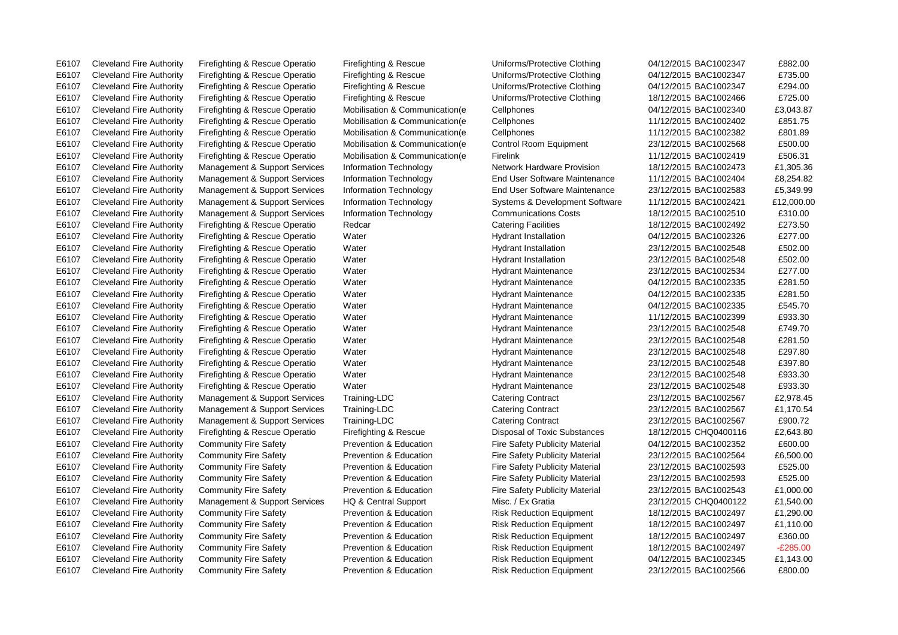| | | | | | | | |
|---|---|---|---|---|---|---|---|
| E6107 | Cleveland Fire Authority | Firefighting & Rescue Operatio | Firefighting & Rescue | Uniforms/Protective Clothing | 04/12/2015 | BAC1002347 | £882.00 |
| E6107 | Cleveland Fire Authority | Firefighting & Rescue Operatio | Firefighting & Rescue | Uniforms/Protective Clothing | 04/12/2015 | BAC1002347 | £735.00 |
| E6107 | Cleveland Fire Authority | Firefighting & Rescue Operatio | Firefighting & Rescue | Uniforms/Protective Clothing | 04/12/2015 | BAC1002347 | £294.00 |
| E6107 | Cleveland Fire Authority | Firefighting & Rescue Operatio | Firefighting & Rescue | Uniforms/Protective Clothing | 18/12/2015 | BAC1002466 | £725.00 |
| E6107 | Cleveland Fire Authority | Firefighting & Rescue Operatio | Mobilisation & Communication(e | Cellphones | 04/12/2015 | BAC1002340 | £3,043.87 |
| E6107 | Cleveland Fire Authority | Firefighting & Rescue Operatio | Mobilisation & Communication(e | Cellphones | 11/12/2015 | BAC1002402 | £851.75 |
| E6107 | Cleveland Fire Authority | Firefighting & Rescue Operatio | Mobilisation & Communication(e | Cellphones | 11/12/2015 | BAC1002382 | £801.89 |
| E6107 | Cleveland Fire Authority | Firefighting & Rescue Operatio | Mobilisation & Communication(e | Control Room Equipment | 23/12/2015 | BAC1002568 | £500.00 |
| E6107 | Cleveland Fire Authority | Firefighting & Rescue Operatio | Mobilisation & Communication(e | Firelink | 11/12/2015 | BAC1002419 | £506.31 |
| E6107 | Cleveland Fire Authority | Management & Support Services | Information Technology | Network Hardware Provision | 18/12/2015 | BAC1002473 | £1,305.36 |
| E6107 | Cleveland Fire Authority | Management & Support Services | Information Technology | End User Software Maintenance | 11/12/2015 | BAC1002404 | £8,254.82 |
| E6107 | Cleveland Fire Authority | Management & Support Services | Information Technology | End User Software Maintenance | 23/12/2015 | BAC1002583 | £5,349.99 |
| E6107 | Cleveland Fire Authority | Management & Support Services | Information Technology | Systems & Development Software | 11/12/2015 | BAC1002421 | £12,000.00 |
| E6107 | Cleveland Fire Authority | Management & Support Services | Information Technology | Communications Costs | 18/12/2015 | BAC1002510 | £310.00 |
| E6107 | Cleveland Fire Authority | Firefighting & Rescue Operatio | Redcar | Catering Facilities | 18/12/2015 | BAC1002492 | £273.50 |
| E6107 | Cleveland Fire Authority | Firefighting & Rescue Operatio | Water | Hydrant Installation | 04/12/2015 | BAC1002326 | £277.00 |
| E6107 | Cleveland Fire Authority | Firefighting & Rescue Operatio | Water | Hydrant Installation | 23/12/2015 | BAC1002548 | £502.00 |
| E6107 | Cleveland Fire Authority | Firefighting & Rescue Operatio | Water | Hydrant Installation | 23/12/2015 | BAC1002548 | £502.00 |
| E6107 | Cleveland Fire Authority | Firefighting & Rescue Operatio | Water | Hydrant Maintenance | 23/12/2015 | BAC1002534 | £277.00 |
| E6107 | Cleveland Fire Authority | Firefighting & Rescue Operatio | Water | Hydrant Maintenance | 04/12/2015 | BAC1002335 | £281.50 |
| E6107 | Cleveland Fire Authority | Firefighting & Rescue Operatio | Water | Hydrant Maintenance | 04/12/2015 | BAC1002335 | £281.50 |
| E6107 | Cleveland Fire Authority | Firefighting & Rescue Operatio | Water | Hydrant Maintenance | 04/12/2015 | BAC1002335 | £545.70 |
| E6107 | Cleveland Fire Authority | Firefighting & Rescue Operatio | Water | Hydrant Maintenance | 11/12/2015 | BAC1002399 | £933.30 |
| E6107 | Cleveland Fire Authority | Firefighting & Rescue Operatio | Water | Hydrant Maintenance | 23/12/2015 | BAC1002548 | £749.70 |
| E6107 | Cleveland Fire Authority | Firefighting & Rescue Operatio | Water | Hydrant Maintenance | 23/12/2015 | BAC1002548 | £281.50 |
| E6107 | Cleveland Fire Authority | Firefighting & Rescue Operatio | Water | Hydrant Maintenance | 23/12/2015 | BAC1002548 | £297.80 |
| E6107 | Cleveland Fire Authority | Firefighting & Rescue Operatio | Water | Hydrant Maintenance | 23/12/2015 | BAC1002548 | £397.80 |
| E6107 | Cleveland Fire Authority | Firefighting & Rescue Operatio | Water | Hydrant Maintenance | 23/12/2015 | BAC1002548 | £933.30 |
| E6107 | Cleveland Fire Authority | Firefighting & Rescue Operatio | Water | Hydrant Maintenance | 23/12/2015 | BAC1002548 | £933.30 |
| E6107 | Cleveland Fire Authority | Management & Support Services | Training-LDC | Catering Contract | 23/12/2015 | BAC1002567 | £2,978.45 |
| E6107 | Cleveland Fire Authority | Management & Support Services | Training-LDC | Catering Contract | 23/12/2015 | BAC1002567 | £1,170.54 |
| E6107 | Cleveland Fire Authority | Management & Support Services | Training-LDC | Catering Contract | 23/12/2015 | BAC1002567 | £900.72 |
| E6107 | Cleveland Fire Authority | Firefighting & Rescue Operatio | Firefighting & Rescue | Disposal of Toxic Substances | 18/12/2015 | CHQ0400116 | £2,643.80 |
| E6107 | Cleveland Fire Authority | Community Fire Safety | Prevention & Education | Fire Safety Publicity Material | 04/12/2015 | BAC1002352 | £600.00 |
| E6107 | Cleveland Fire Authority | Community Fire Safety | Prevention & Education | Fire Safety Publicity Material | 23/12/2015 | BAC1002564 | £6,500.00 |
| E6107 | Cleveland Fire Authority | Community Fire Safety | Prevention & Education | Fire Safety Publicity Material | 23/12/2015 | BAC1002593 | £525.00 |
| E6107 | Cleveland Fire Authority | Community Fire Safety | Prevention & Education | Fire Safety Publicity Material | 23/12/2015 | BAC1002593 | £525.00 |
| E6107 | Cleveland Fire Authority | Community Fire Safety | Prevention & Education | Fire Safety Publicity Material | 23/12/2015 | BAC1002543 | £1,000.00 |
| E6107 | Cleveland Fire Authority | Management & Support Services | HQ & Central Support | Misc. / Ex Gratia | 23/12/2015 | CHQ0400122 | £1,540.00 |
| E6107 | Cleveland Fire Authority | Community Fire Safety | Prevention & Education | Risk Reduction Equipment | 18/12/2015 | BAC1002497 | £1,290.00 |
| E6107 | Cleveland Fire Authority | Community Fire Safety | Prevention & Education | Risk Reduction Equipment | 18/12/2015 | BAC1002497 | £1,110.00 |
| E6107 | Cleveland Fire Authority | Community Fire Safety | Prevention & Education | Risk Reduction Equipment | 18/12/2015 | BAC1002497 | £360.00 |
| E6107 | Cleveland Fire Authority | Community Fire Safety | Prevention & Education | Risk Reduction Equipment | 18/12/2015 | BAC1002497 | -£285.00 |
| E6107 | Cleveland Fire Authority | Community Fire Safety | Prevention & Education | Risk Reduction Equipment | 04/12/2015 | BAC1002345 | £1,143.00 |
| E6107 | Cleveland Fire Authority | Community Fire Safety | Prevention & Education | Risk Reduction Equipment | 23/12/2015 | BAC1002566 | £800.00 |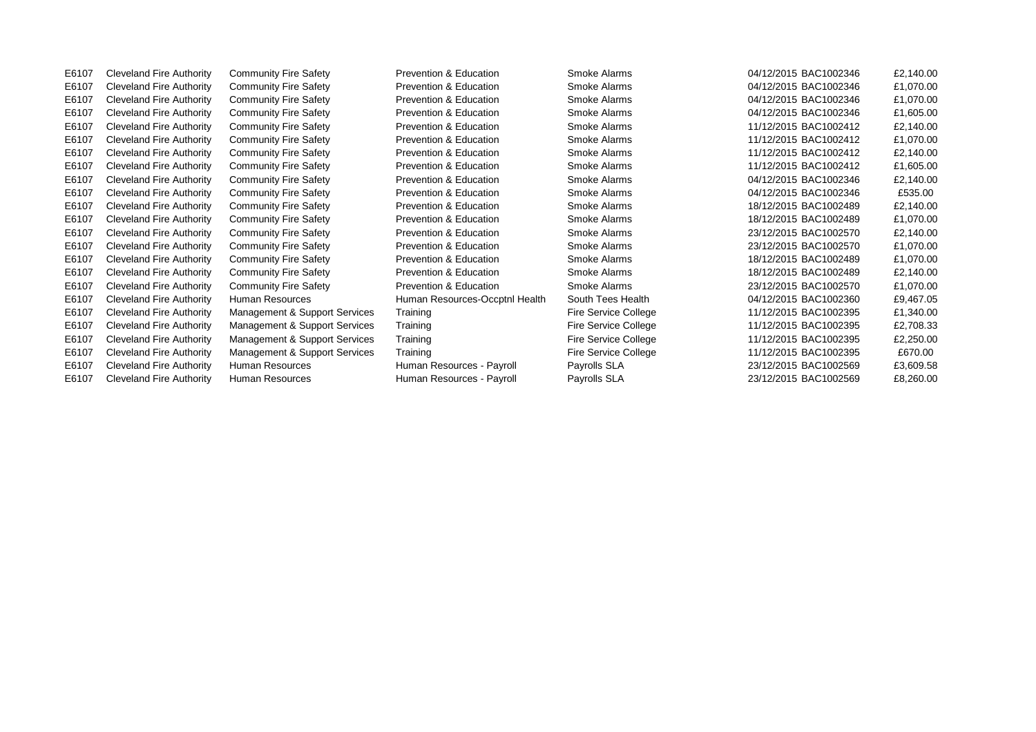| | | | | | | | |
|---|---|---|---|---|---|---|---|
| E6107 | Cleveland Fire Authority | Community Fire Safety | Prevention & Education | Smoke Alarms | 04/12/2015 | BAC1002346 | £2,140.00 |
| E6107 | Cleveland Fire Authority | Community Fire Safety | Prevention & Education | Smoke Alarms | 04/12/2015 | BAC1002346 | £1,070.00 |
| E6107 | Cleveland Fire Authority | Community Fire Safety | Prevention & Education | Smoke Alarms | 04/12/2015 | BAC1002346 | £1,070.00 |
| E6107 | Cleveland Fire Authority | Community Fire Safety | Prevention & Education | Smoke Alarms | 04/12/2015 | BAC1002346 | £1,605.00 |
| E6107 | Cleveland Fire Authority | Community Fire Safety | Prevention & Education | Smoke Alarms | 11/12/2015 | BAC1002412 | £2,140.00 |
| E6107 | Cleveland Fire Authority | Community Fire Safety | Prevention & Education | Smoke Alarms | 11/12/2015 | BAC1002412 | £1,070.00 |
| E6107 | Cleveland Fire Authority | Community Fire Safety | Prevention & Education | Smoke Alarms | 11/12/2015 | BAC1002412 | £2,140.00 |
| E6107 | Cleveland Fire Authority | Community Fire Safety | Prevention & Education | Smoke Alarms | 11/12/2015 | BAC1002412 | £1,605.00 |
| E6107 | Cleveland Fire Authority | Community Fire Safety | Prevention & Education | Smoke Alarms | 04/12/2015 | BAC1002346 | £2,140.00 |
| E6107 | Cleveland Fire Authority | Community Fire Safety | Prevention & Education | Smoke Alarms | 04/12/2015 | BAC1002346 | £535.00 |
| E6107 | Cleveland Fire Authority | Community Fire Safety | Prevention & Education | Smoke Alarms | 18/12/2015 | BAC1002489 | £2,140.00 |
| E6107 | Cleveland Fire Authority | Community Fire Safety | Prevention & Education | Smoke Alarms | 18/12/2015 | BAC1002489 | £1,070.00 |
| E6107 | Cleveland Fire Authority | Community Fire Safety | Prevention & Education | Smoke Alarms | 23/12/2015 | BAC1002570 | £2,140.00 |
| E6107 | Cleveland Fire Authority | Community Fire Safety | Prevention & Education | Smoke Alarms | 23/12/2015 | BAC1002570 | £1,070.00 |
| E6107 | Cleveland Fire Authority | Community Fire Safety | Prevention & Education | Smoke Alarms | 18/12/2015 | BAC1002489 | £1,070.00 |
| E6107 | Cleveland Fire Authority | Community Fire Safety | Prevention & Education | Smoke Alarms | 18/12/2015 | BAC1002489 | £2,140.00 |
| E6107 | Cleveland Fire Authority | Community Fire Safety | Prevention & Education | Smoke Alarms | 23/12/2015 | BAC1002570 | £1,070.00 |
| E6107 | Cleveland Fire Authority | Human Resources | Human Resources-Occptnl Health | South Tees Health | 04/12/2015 | BAC1002360 | £9,467.05 |
| E6107 | Cleveland Fire Authority | Management & Support Services | Training | Fire Service College | 11/12/2015 | BAC1002395 | £1,340.00 |
| E6107 | Cleveland Fire Authority | Management & Support Services | Training | Fire Service College | 11/12/2015 | BAC1002395 | £2,708.33 |
| E6107 | Cleveland Fire Authority | Management & Support Services | Training | Fire Service College | 11/12/2015 | BAC1002395 | £2,250.00 |
| E6107 | Cleveland Fire Authority | Management & Support Services | Training | Fire Service College | 11/12/2015 | BAC1002395 | £670.00 |
| E6107 | Cleveland Fire Authority | Human Resources | Human Resources - Payroll | Payrolls SLA | 23/12/2015 | BAC1002569 | £3,609.58 |
| E6107 | Cleveland Fire Authority | Human Resources | Human Resources - Payroll | Payrolls SLA | 23/12/2015 | BAC1002569 | £8,260.00 |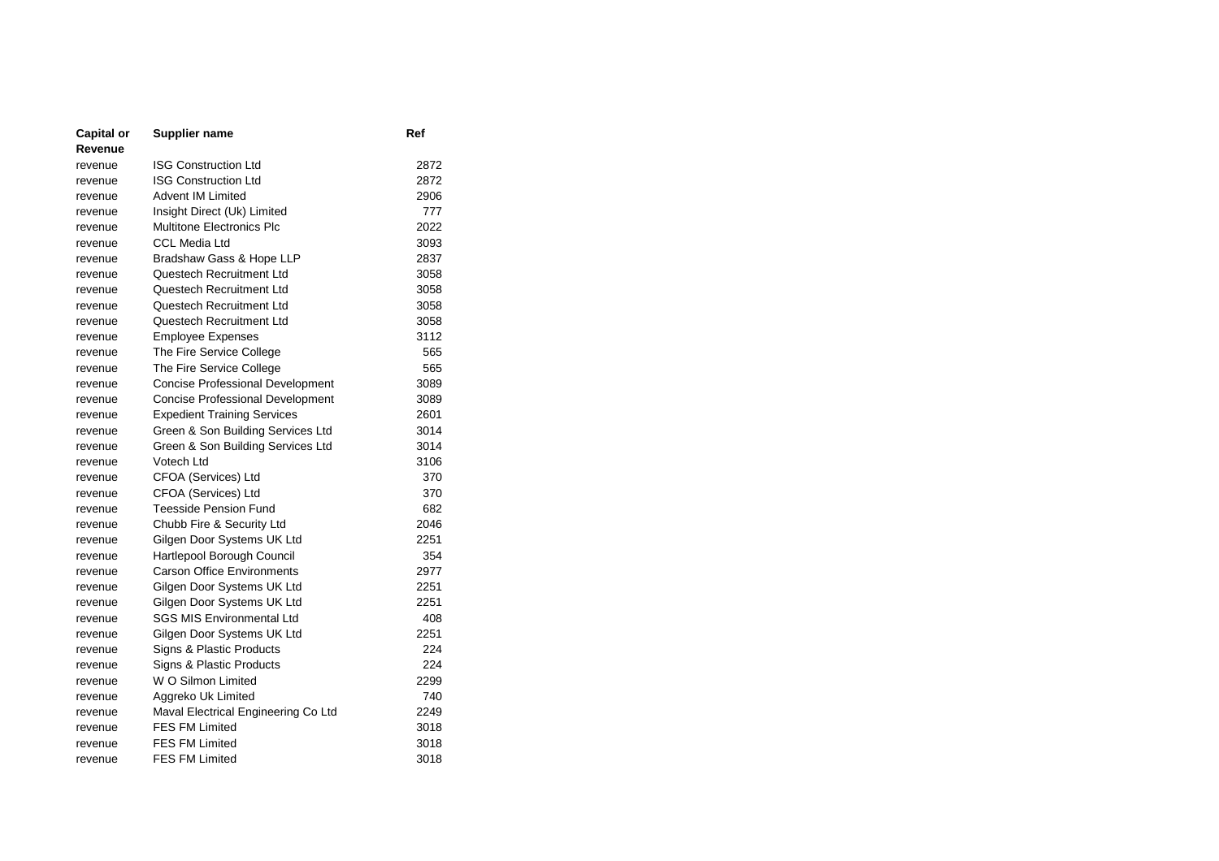| Capital or Revenue | Supplier name | Ref |
|---|---|---|
| revenue | ISG Construction Ltd | 2872 |
| revenue | ISG Construction Ltd | 2872 |
| revenue | Advent IM Limited | 2906 |
| revenue | Insight Direct (Uk) Limited | 777 |
| revenue | Multitone Electronics Plc | 2022 |
| revenue | CCL Media Ltd | 3093 |
| revenue | Bradshaw Gass & Hope LLP | 2837 |
| revenue | Questech Recruitment Ltd | 3058 |
| revenue | Questech Recruitment Ltd | 3058 |
| revenue | Questech Recruitment Ltd | 3058 |
| revenue | Questech Recruitment Ltd | 3058 |
| revenue | Employee Expenses | 3112 |
| revenue | The Fire Service College | 565 |
| revenue | The Fire Service College | 565 |
| revenue | Concise Professional Development | 3089 |
| revenue | Concise Professional Development | 3089 |
| revenue | Expedient Training Services | 2601 |
| revenue | Green & Son Building Services Ltd | 3014 |
| revenue | Green & Son Building Services Ltd | 3014 |
| revenue | Votech Ltd | 3106 |
| revenue | CFOA (Services) Ltd | 370 |
| revenue | CFOA (Services) Ltd | 370 |
| revenue | Teesside Pension Fund | 682 |
| revenue | Chubb Fire & Security Ltd | 2046 |
| revenue | Gilgen Door Systems UK Ltd | 2251 |
| revenue | Hartlepool Borough Council | 354 |
| revenue | Carson Office Environments | 2977 |
| revenue | Gilgen Door Systems UK Ltd | 2251 |
| revenue | Gilgen Door Systems UK Ltd | 2251 |
| revenue | SGS MIS Environmental Ltd | 408 |
| revenue | Gilgen Door Systems UK Ltd | 2251 |
| revenue | Signs & Plastic Products | 224 |
| revenue | Signs & Plastic Products | 224 |
| revenue | W O Silmon Limited | 2299 |
| revenue | Aggreko Uk Limited | 740 |
| revenue | Maval Electrical Engineering Co Ltd | 2249 |
| revenue | FES FM Limited | 3018 |
| revenue | FES FM Limited | 3018 |
| revenue | FES FM Limited | 3018 |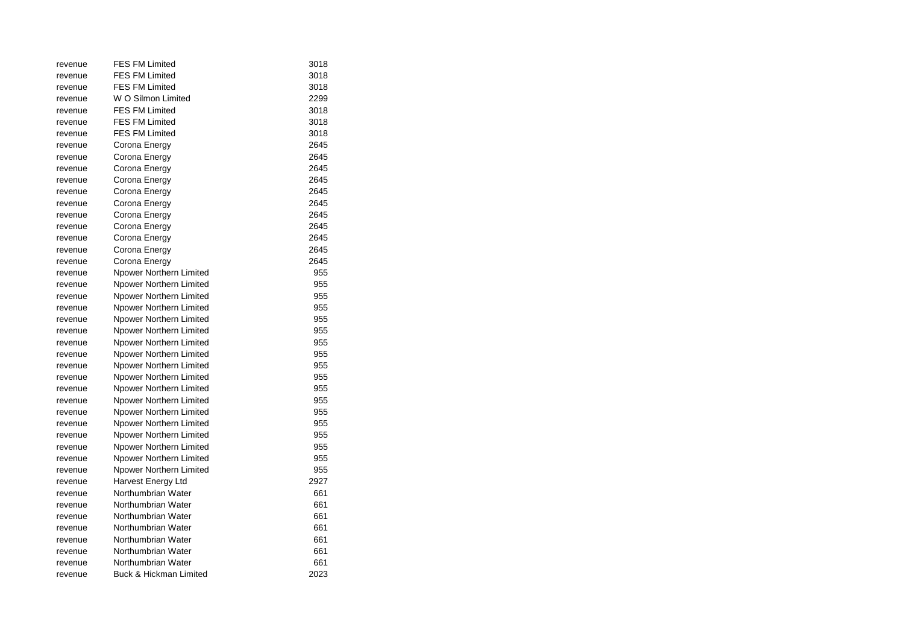| | | |
|---|---|---|
| revenue | FES FM Limited | 3018 |
| revenue | FES FM Limited | 3018 |
| revenue | FES FM Limited | 3018 |
| revenue | W O Silmon Limited | 2299 |
| revenue | FES FM Limited | 3018 |
| revenue | FES FM Limited | 3018 |
| revenue | FES FM Limited | 3018 |
| revenue | Corona Energy | 2645 |
| revenue | Corona Energy | 2645 |
| revenue | Corona Energy | 2645 |
| revenue | Corona Energy | 2645 |
| revenue | Corona Energy | 2645 |
| revenue | Corona Energy | 2645 |
| revenue | Corona Energy | 2645 |
| revenue | Corona Energy | 2645 |
| revenue | Corona Energy | 2645 |
| revenue | Corona Energy | 2645 |
| revenue | Corona Energy | 2645 |
| revenue | Npower Northern Limited | 955 |
| revenue | Npower Northern Limited | 955 |
| revenue | Npower Northern Limited | 955 |
| revenue | Npower Northern Limited | 955 |
| revenue | Npower Northern Limited | 955 |
| revenue | Npower Northern Limited | 955 |
| revenue | Npower Northern Limited | 955 |
| revenue | Npower Northern Limited | 955 |
| revenue | Npower Northern Limited | 955 |
| revenue | Npower Northern Limited | 955 |
| revenue | Npower Northern Limited | 955 |
| revenue | Npower Northern Limited | 955 |
| revenue | Npower Northern Limited | 955 |
| revenue | Npower Northern Limited | 955 |
| revenue | Npower Northern Limited | 955 |
| revenue | Npower Northern Limited | 955 |
| revenue | Npower Northern Limited | 955 |
| revenue | Npower Northern Limited | 955 |
| revenue | Harvest Energy Ltd | 2927 |
| revenue | Northumbrian Water | 661 |
| revenue | Northumbrian Water | 661 |
| revenue | Northumbrian Water | 661 |
| revenue | Northumbrian Water | 661 |
| revenue | Northumbrian Water | 661 |
| revenue | Northumbrian Water | 661 |
| revenue | Northumbrian Water | 661 |
| revenue | Buck & Hickman Limited | 2023 |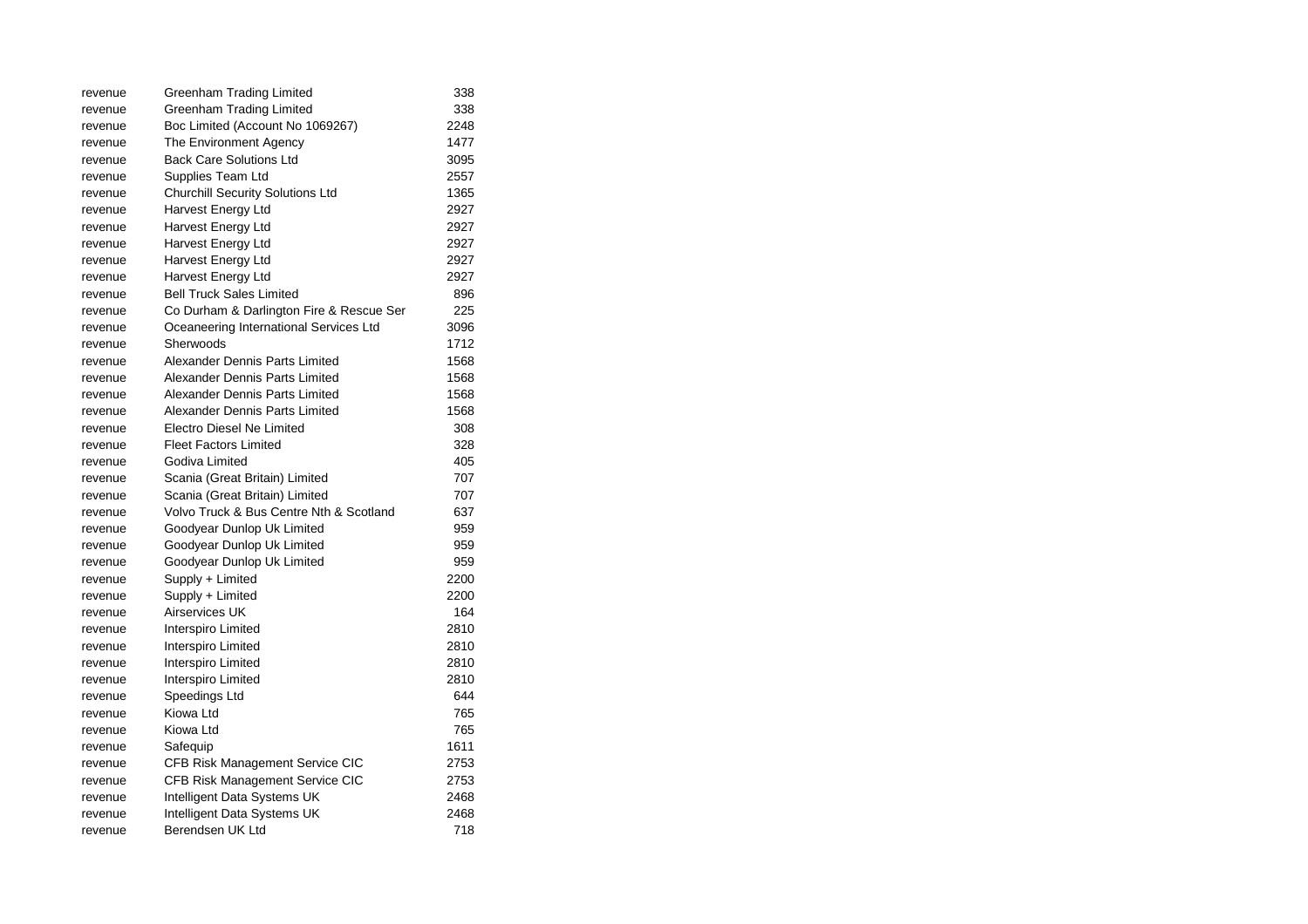| | | |
|---|---|---|
| revenue | Greenham Trading Limited | 338 |
| revenue | Greenham Trading Limited | 338 |
| revenue | Boc Limited (Account No 1069267) | 2248 |
| revenue | The Environment Agency | 1477 |
| revenue | Back Care Solutions Ltd | 3095 |
| revenue | Supplies Team Ltd | 2557 |
| revenue | Churchill Security Solutions Ltd | 1365 |
| revenue | Harvest Energy Ltd | 2927 |
| revenue | Harvest Energy Ltd | 2927 |
| revenue | Harvest Energy Ltd | 2927 |
| revenue | Harvest Energy Ltd | 2927 |
| revenue | Harvest Energy Ltd | 2927 |
| revenue | Bell Truck Sales Limited | 896 |
| revenue | Co Durham & Darlington Fire & Rescue Ser | 225 |
| revenue | Oceaneering International Services Ltd | 3096 |
| revenue | Sherwoods | 1712 |
| revenue | Alexander Dennis Parts Limited | 1568 |
| revenue | Alexander Dennis Parts Limited | 1568 |
| revenue | Alexander Dennis Parts Limited | 1568 |
| revenue | Alexander Dennis Parts Limited | 1568 |
| revenue | Electro Diesel Ne Limited | 308 |
| revenue | Fleet Factors Limited | 328 |
| revenue | Godiva Limited | 405 |
| revenue | Scania (Great Britain) Limited | 707 |
| revenue | Scania (Great Britain) Limited | 707 |
| revenue | Volvo Truck & Bus Centre Nth & Scotland | 637 |
| revenue | Goodyear Dunlop Uk Limited | 959 |
| revenue | Goodyear Dunlop Uk Limited | 959 |
| revenue | Goodyear Dunlop Uk Limited | 959 |
| revenue | Supply + Limited | 2200 |
| revenue | Supply + Limited | 2200 |
| revenue | Airservices UK | 164 |
| revenue | Interspiro Limited | 2810 |
| revenue | Interspiro Limited | 2810 |
| revenue | Interspiro Limited | 2810 |
| revenue | Interspiro Limited | 2810 |
| revenue | Speedings Ltd | 644 |
| revenue | Kiowa Ltd | 765 |
| revenue | Kiowa Ltd | 765 |
| revenue | Safequip | 1611 |
| revenue | CFB Risk Management Service CIC | 2753 |
| revenue | CFB Risk Management Service CIC | 2753 |
| revenue | Intelligent Data Systems UK | 2468 |
| revenue | Intelligent Data Systems UK | 2468 |
| revenue | Berendsen UK Ltd | 718 |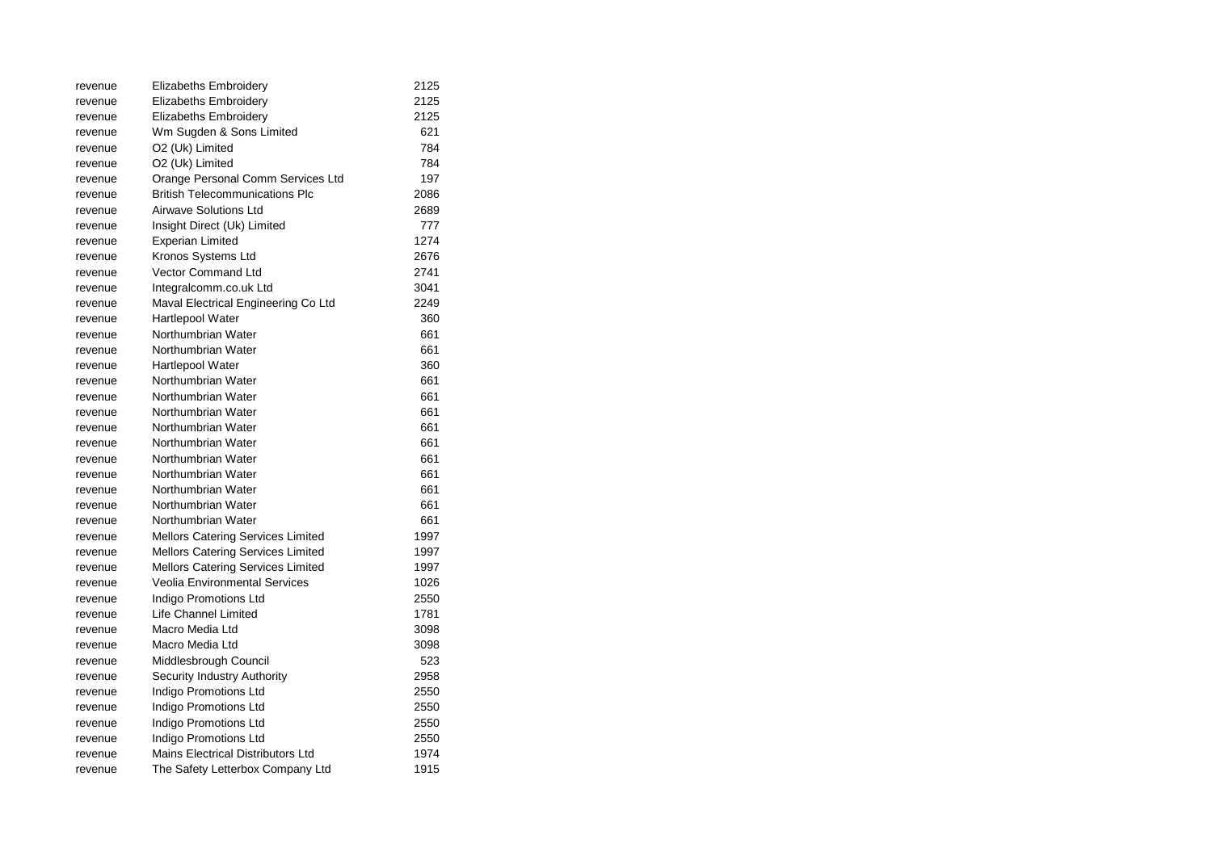| | | |
|---|---|---|
| revenue | Elizabeths Embroidery | 2125 |
| revenue | Elizabeths Embroidery | 2125 |
| revenue | Elizabeths Embroidery | 2125 |
| revenue | Wm Sugden & Sons Limited | 621 |
| revenue | O2 (Uk) Limited | 784 |
| revenue | O2 (Uk) Limited | 784 |
| revenue | Orange Personal Comm Services Ltd | 197 |
| revenue | British Telecommunications Plc | 2086 |
| revenue | Airwave Solutions Ltd | 2689 |
| revenue | Insight Direct (Uk) Limited | 777 |
| revenue | Experian Limited | 1274 |
| revenue | Kronos Systems Ltd | 2676 |
| revenue | Vector Command Ltd | 2741 |
| revenue | Integralcomm.co.uk Ltd | 3041 |
| revenue | Maval Electrical Engineering Co Ltd | 2249 |
| revenue | Hartlepool Water | 360 |
| revenue | Northumbrian Water | 661 |
| revenue | Northumbrian Water | 661 |
| revenue | Hartlepool Water | 360 |
| revenue | Northumbrian Water | 661 |
| revenue | Northumbrian Water | 661 |
| revenue | Northumbrian Water | 661 |
| revenue | Northumbrian Water | 661 |
| revenue | Northumbrian Water | 661 |
| revenue | Northumbrian Water | 661 |
| revenue | Northumbrian Water | 661 |
| revenue | Northumbrian Water | 661 |
| revenue | Northumbrian Water | 661 |
| revenue | Northumbrian Water | 661 |
| revenue | Mellors Catering Services Limited | 1997 |
| revenue | Mellors Catering Services Limited | 1997 |
| revenue | Mellors Catering Services Limited | 1997 |
| revenue | Veolia Environmental Services | 1026 |
| revenue | Indigo Promotions Ltd | 2550 |
| revenue | Life Channel Limited | 1781 |
| revenue | Macro Media Ltd | 3098 |
| revenue | Macro Media Ltd | 3098 |
| revenue | Middlesbrough Council | 523 |
| revenue | Security Industry Authority | 2958 |
| revenue | Indigo Promotions Ltd | 2550 |
| revenue | Indigo Promotions Ltd | 2550 |
| revenue | Indigo Promotions Ltd | 2550 |
| revenue | Indigo Promotions Ltd | 2550 |
| revenue | Mains Electrical Distributors Ltd | 1974 |
| revenue | The Safety Letterbox Company Ltd | 1915 |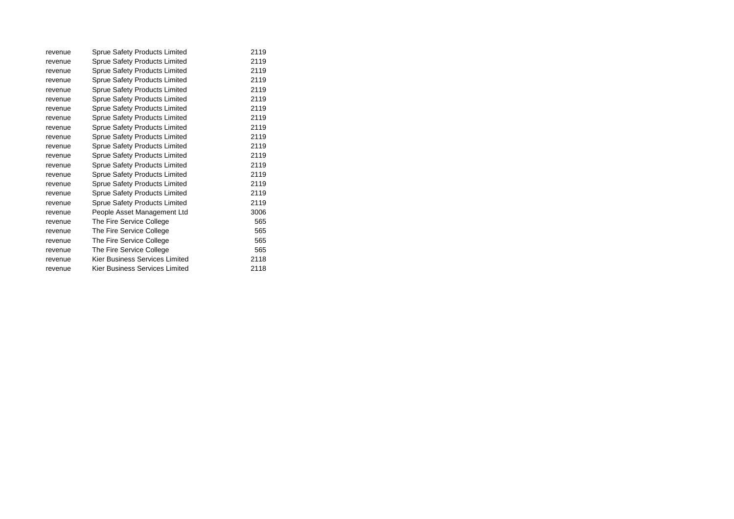| | | |
|---|---|---|
| revenue | Sprue Safety Products Limited | 2119 |
| revenue | Sprue Safety Products Limited | 2119 |
| revenue | Sprue Safety Products Limited | 2119 |
| revenue | Sprue Safety Products Limited | 2119 |
| revenue | Sprue Safety Products Limited | 2119 |
| revenue | Sprue Safety Products Limited | 2119 |
| revenue | Sprue Safety Products Limited | 2119 |
| revenue | Sprue Safety Products Limited | 2119 |
| revenue | Sprue Safety Products Limited | 2119 |
| revenue | Sprue Safety Products Limited | 2119 |
| revenue | Sprue Safety Products Limited | 2119 |
| revenue | Sprue Safety Products Limited | 2119 |
| revenue | Sprue Safety Products Limited | 2119 |
| revenue | Sprue Safety Products Limited | 2119 |
| revenue | Sprue Safety Products Limited | 2119 |
| revenue | Sprue Safety Products Limited | 2119 |
| revenue | Sprue Safety Products Limited | 2119 |
| revenue | People Asset Management Ltd | 3006 |
| revenue | The Fire Service College | 565 |
| revenue | The Fire Service College | 565 |
| revenue | The Fire Service College | 565 |
| revenue | The Fire Service College | 565 |
| revenue | Kier Business Services Limited | 2118 |
| revenue | Kier Business Services Limited | 2118 |